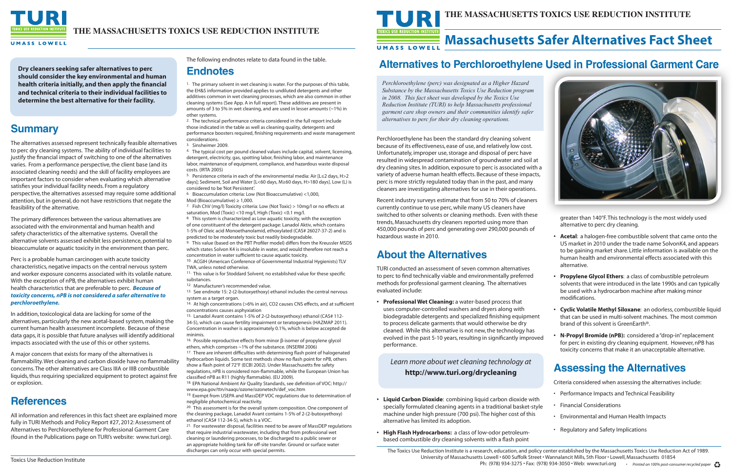# Massachusetts Safer Alternatives Fact Sheet

## Alternatives to Perchloroethylene Used in Professional Garment Care

*Perchloroethylene (perc) was designated as a Higher Hazard Substance by the Massachusetts Toxics Use Reduction program in 2008. This fact sheet was developed by the Toxics Use Reduction Institute (TURI) to help Massachusetts professional garment care shop owners and their communities identify safer alternatives to perc for their dry cleaning operations.*

Perchloroethylene has been the standard dry cleaning solvent because of its effectiveness, ease of use, and relatively low cost. Unfortunately, improper use, storage and disposal of perc have resulted in widespread contamination of groundwater and soil at dry cleaning sites. In addition, exposure to perc is associated with a variety of adverse human health effects. Because of these impacts, perc is more strictly regulated today than in the past, and many cleaners are investigating alternatives for use in their operations.

Recent industry surveys estimate that from 50 to 70% of cleaners currently continue to use perc, while many US cleaners have switched to other solvents or cleaning methods. Even with these trends, Massachusetts dry cleaners reported using more than 450,000 pounds of perc and generating over 290,000 pounds of hazardous waste in 2010.

## About the Alternatives

TURI conducted an assessment of seven common alternatives to perc to find technically viable and environmentally preferred methods for professional garment cleaning. The alternatives evaluated include:

- **Professional Wet Cleaning:** a water-based process that uses computer-controlled washers and dryers along with biodegradable detergents and specialized finishing equipment to process delicate garments that would otherwise be dry cleaned. While this alternative is not new, the technology has evolved in the past 5-10 years, resulting in significantly improved performance.

*Learn more about wet cleaning technology at* **http://www.turi.org/drycleaning**

- **Liquid Carbon Dioxide**: combining liquid carbon dioxide with specially formulated cleaning agents in a traditional basket-style machine under high pressure (700 psi). The higher cost of this alternative has limited its adoption.
- **High Flash Hydrocarbons:** a class of low-odor petroleum-based combustible dry cleaning solvents with a flash point greater than 140°F. This technology is the most widely used alternative to perc dry cleaning.
- **Acetal**: a halogen-free combustible solvent that came onto the US market in 2010 under the trade name SolvonK4, and appears to be gaining market share. Little information is available on the human health and environmental effects associated with this alternative.
- **Propylene Glycol Ethers**: a class of combustible petroleum solvents that were introduced in the late 1990s and can typically be used with a hydrocarbon machine after making minor modifications.
- **Cyclic Volatile Methyl Siloxane**: an odorless, combustible liquid that can be used in multi-solvent machines. The most common brand of this solvent is GreenEarth®.
- **N-Propyl Bromide (nPB):** considered a "drop-in" replacement for perc in existing dry cleaning equipment. However, nPB has toxicity concerns that make it an unacceptable alternative.

## Assessing the Alternatives

Criteria considered when assessing the alternatives include:

- Performance Impacts and Technical Feasibility
- Financial Considerations
- Environmental and Human Health Impacts
- Regulatory and Safety Implications

**Dry cleaners seeking safer alternatives to perc should consider the key environmental and human health criteria initially, and then apply the financial and technical criteria to their individual facilities to determine the best alternative for their facility.**

## Summary

The alternatives assessed represent technically feasible alternatives to perc dry cleaning systems. The ability of individual facilities to justify the financial impact of switching to one of the alternatives varies. From a performance perspective, the client base (and its associated cleaning needs) and the skill of facility employees are important factors to consider when evaluating which alternative satisfies your individual facility needs. From a regulatory perspective, the alternatives assessed may require some additional attention, but in general, do not have restrictions that negate the feasibility of the alternative.

The primary differences between the various alternatives are associated with the environmental and human health and safety characteristics of the alternative systems. Overall the alternative solvents assessed exhibit less persistence, potential to bioaccumulate or aquatic toxicity in the environment than perc.

Perc is a probable human carcinogen with acute toxicity characteristics, negative impacts on the central nervous system and worker exposure concerns associated with its volatile nature. With the exception of nPB, the alternatives exhibit human health characteristics that are preferable to perc. ***Because of toxicity concerns, nPB is not considered a safer alternative to perchloroethylene.***

In addition, toxicological data are lacking for some of the alternatives, particularly the new acetal-based system, making the current human health assessment incomplete. Because of these data gaps, it is possible that future analyses will identify additional impacts associated with the use of this or other systems.

A major concern that exists for many of the alternatives is flammability. Wet cleaning and carbon dioxide have no flammability concerns. The other alternatives are Class IIIA or IIIB combustible liquids, thus requiring specialized equipment to protect against fire or explosion.

## References

All information and references in this fact sheet are explained more fully in TURI Methods and Policy Report #27, 2012: Assessment of Alternatives to Perchloroethylene for Professional Garment Care (found in the Publications page on TURI's website: www.turi.org).

The following endnotes relate to data found in the table.

## Endnotes

1. The primary solvent in wet cleaning is water. For the purposes of this table, the EH&S information provided applies to undiluted detergents and other additives common in wet cleaning processes, which are also common in other cleaning systems (See App. A in full report). These additives are present in amounts of 3 to 5% in wet cleaning, and are used in lesser amounts (~1%) in other systems.
2. The technical performance criteria considered in the full report include those indicated in the table as well as cleaning quality, detergents and performance boosters required, finishing requirements and waste management considerations.
3. Sinsheimer 2009.
4. The typical cost per pound cleaned values include capital, solvent, licensing, detergent, electricity, gas, spotting labor, finishing labor, and maintenance labor, maintenance of equipment, compliance, and hazardous waste disposal costs. (IRTA 2005)
5. Persistence criteria in each of the environmental media: Air [L≤2 days, H>2 days]; Sediment, Soil and Water [L<60 days, M≥60 days, H>180 days]. Low (L) is considered to be 'Not Persistent'.
6. Bioaccumulation criteria: Low (Not Bioaccumulative) <1,000, Mod (Bioaccumulative) ≥ 1,000.
7. Fish ChV (mg/l) Toxicity criteria: Low (Not Toxic) > 10mg/l or no effects at saturation, Mod (Toxic) <10 mg/l, High (Toxic) <0.1 mg/l.
8. This system is characterized as Low aquatic toxicity, with the exception of one constituent of the detergent package: Lanadol Aktiv, which contains 1-5% of Oleic acid Monoethanolamid, ethoxylated (CAS# 26027-37-2) and is predicted to be moderately toxic but readily biodegradable.
9. This value (based on the PBT Profiler model) differs from the Kreussler MSDS which states Solvon K4 is insoluble in water, and would therefore not reach a concentration in water sufficient to cause aquatic toxicity.
10. ACGIH (American Conference of Governmental Industrial Hygienists) TLV TWA, unless noted otherwise.
11. This value is for Stoddard Solvent; no established value for these specific substances.
12. Manufacturer's recommended value.
13. See endnote 15: 2-(2-butoxyethoxy) ethanol includes the central nervous system as a target organ.
14. At high concentrations (>6% in air), CO2 causes CNS effects, and at sufficient concentrations causes asphyxiation
15. Lanadol Avant contains 1-5% of 2-(2-butoxyethoxy) ethanol (CAS# 112-34-5), which can cause fertility impairment or teratogenesis (HAZMAP 2011). Concentration in washer is approximately 0.1%, which is below accepted de minimis.
16. Possible reproductive effects from minor β-isomer of propylene glycol ethers, which comprises ~1% of the substance. (INSERM 2006)
17. There are inherent difficulties with determining flash point of halogenated hydrocarbon liquids. Some test methods show no flash point for nPB, others show a flash point of 72°F (ECBI 2002). Under Massachusetts fire safety regulations, nPB is considered non-flammable, while the European Union has classified nPB as R11 (highly flammable). (EU 2009).
18. EPA National Ambient Air Quality Standards, see definition of VOC: http://www.epa.gov/ttn/naaqs/ozone/ozonetech/def_voc.htm
19. Exempt from USEPA and MassDEP VOC regulations due to determination of negligible photochemical reactivity.
20. This assessment is for the overall system composition. One component of the cleaning package, Lanadol Avant contains 1-5% of 2-(2-butoxyethoxy) ethanol (CAS# 112-34-5), which is a VOC.
21. For wastewater disposal, facilities need to be aware of MassDEP regulations that require industrial wastewater, including that from professional wet cleaning or laundering processes, to be discharged to a public sewer or an appropriate holding tank for off-site transfer. Ground or surface water discharges can only occur with special permits.

The Toxics Use Reduction Institute is a research, education, and policy center established by the Massachusetts Toxics Use Reduction Act of 1989. University of Massachusetts Lowell • 600 Suffolk Street • Wannalancit Mills, 5th Floor • Lowell, Massachusetts 01854
Ph: (978) 934-3275 • Fax: (978) 934-3050 • Web: www.turi.org • *Printed on 100% post-consumer recycled paper*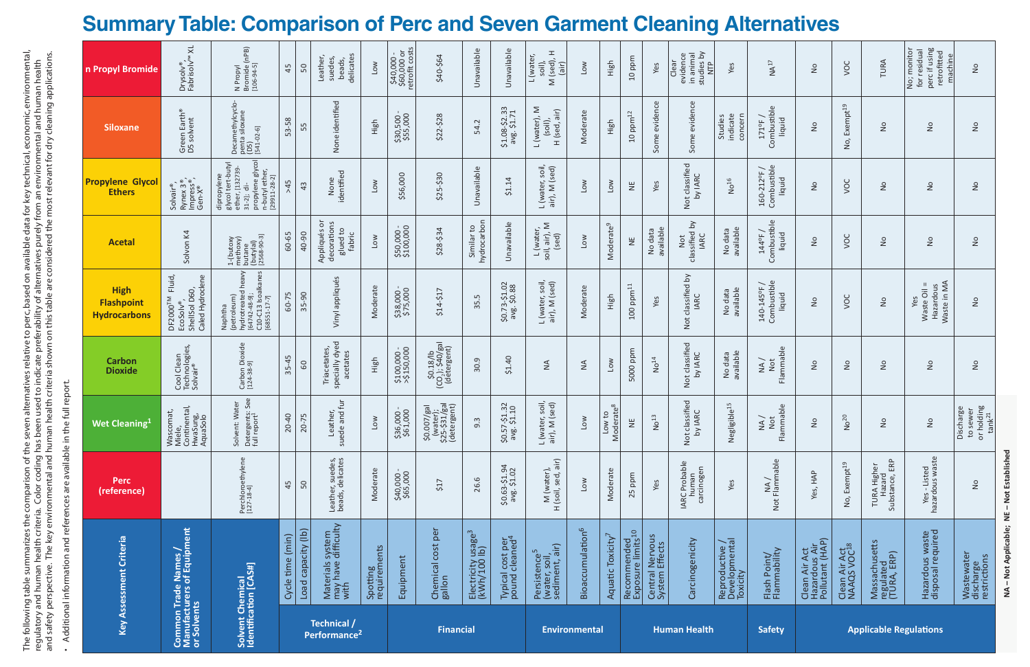# Summary Table: Comparison of Perc and Seven Garment Cleaning Alternatives

The following table summarizes the comparison of the seven alternatives relative to perc, based on available data for key technical, economic, environmental, regulatory and human health criteria. Color coding has been used to indicate preferability of alternatives purely from an environmental and human health and safety perspective. The key environmental and human health criteria shown on this table are considered the most relevant for dry cleaning applications.

- Additional information and references are available in the full report.

| | Key Assessment Criteria | Perc (reference) | Wet Cleaning[1] | Carbon Dioxide | High Flashpoint Hydrocarbons | Acetal | Propylene Glycol Ethers | Siloxane | n Propyl Bromide |
|---|---|---|---|---|---|---|---|---|---|
| | Common Trade Names / Manufacturers of Equipment or Solvents | | Wascomat, Miele, Continental, HwaSung, AquaSolo | Cool Clean Technologies, Solvair® | DF2000™ Fluid, EcoSolv®, ShellSol D60, Caled Hydroclene | Solvon K4 | Solvair®, Rynex 3®, Impress®, Gen-X® | Green Earth® D5 solvent | Drysolv®, Fabrisolv™ XL |
| | Solvent Chemical Identification [CAS#] | Perchloroethylene [127-18-4] | Solvent: Water Detergents: See full report[1] | Carbon Dioxide [124-38-9] | Naphtha (petroleum) hydrotreated heavy [64742-48-9]; C10-C13 Isoalkanes [68551-17-7] | 1-(butoxy methoxy) butane (butylal) [2568-90-3] | dipropylene glycol tert-butyl ether, [132739-31-2]; di-propylene glycol n-butyl ether, [29911-28-2] | Decamethylcyclo-penta siloxane (D5) [541-02-6] | N Propyl Bromide (nPB) [106-94-5] |
| Technical / Performance[2] | Cycle time (min) | 45 | 20-40 | 35-45 | 60-75 | 60-65 | >45 | 53-58 | 45 |
| | Load capacity (lb) | 50 | 20-75 | 60 | 35-90 | 40-90 | 43 | 55 | 50 |
| | Materials system may have difficulty with | Leather, suedes, beads, delicates | Leather, suede and fur | Triacetates, specially dyed acetates | Vinyl appliqués | Appliqués or decorations glued to fabric | None identified | None identified | Leather, suedes, beads, delicates |
| | Spotting requirements | Moderate | Low | High | Moderate | Low | Low | High | Low |
| Financial | Equipment | $40,000 - $65,000 | $36,000 - $61,000 | $100,000 - >$150,000 | $38,000 - $75,000 | $50,000 - $100,000 | $56,000 | $30,500 - $55,000 | $40,000 - $60,000 or retrofit costs |
| | Chemical cost per gallon | $17 | $0.007/gal (water); $25-$31/gal (detergent) | $0.18/lb ($CO_2$); $40/gal (detergent) | $14-$17 | $28-$34 | $25-$30 | $22-$28 | $40-$64 |
| | Electricity usage[3] (KWh/100 lb) | 26.6 | 9.3 | 30.9 | 35.5 | Similar to hydrocarbon | Unavailable | 54.2 | Unavailable |
| | Typical cost per pound cleaned[4] | $0.63-$1.94 avg. $1.02 | $0.57-$1.32 avg. $1.10 | $1.40 | $0.73-$1.02 avg. $0.88 | Unavailable | $1.14 | $1.08-$2.33 avg. $1.71 | Unavailable |
| Environmental | Persistence[5] (water, soil, sediment, air) | M (water), H (soil, sed, air) | L (water, soil, air), M (sed) | NA | L (water, soil, air), M (sed) | L (water, soil, air), M (sed) | L (water, soil, air), M (sed) | L (water), M (soil), H (sed, air) | L (water, soil), M (sed), H (air) |
| | Bioaccumulation[6] | Low | Low | NA | Moderate | Low | Low | Moderate | Low |
| | Aquatic Toxicity[7] | Moderate | Low to Moderate[8] | Low | High | Moderate[9] | Low | High | High |
| Human Health | Recommended Exposure limits[10] | 25 ppm | NE | 5000 ppm | 100 ppm[11] | NE | NE | 10 ppm[12] | 10 ppm |
| | Central Nervous System Effects | Yes | No[13] | No[14] | Yes | No data available | Yes | Some evidence | Yes |
| | Carcinogenicity | IARC Probable human carcinogen | Not classified by IARC | Not classified by IARC | Not classified by IARC | Not classified by IARC | Not classified by IARC | Some evidence | Clear evidence in animal studies by NTP |
| | Reproductive / Developmental Toxicity | Yes | Negligible[15] | No data available | No data available | No data available | No[16] | Studies indicate concern | Yes |
| Safety | Flash Point/ Flammability | NA / Not Flammable | NA / Not Flammable | NA / Not Flammable | 140-145°F / Combustible liquid | 144°F / Combustible liquid | 160-212°F / Combustible liquid | 171°F / Combustible liquid | NA[17] |
| Applicable Regulations | Clean Air Act Hazardous Air Pollutant (HAP) | Yes, HAP | No | No | No | No | No | No | No |
| | Clean Air Act NAAQS VOC[18] | No, Exempt[19] | No[20] | No | VOC | VOC | VOC | No, Exempt[19] | VOC |
| | Massachusetts regulated (TURA, ERP) | TURA Higher Hazard Substance, ERP | No | No | No | No | No | No | TURA |
| | Hazardous waste disposal required | Yes - Listed hazardous waste | No | No | Yes Waste Oil = Hazardous Waste in MA | No | No | No | No; monitor for residual perc if using retrofitted machine |
| | Wastewater discharge restrictions | No | Discharge to sewer or holding tank[21] | No | No | No | No | No | No |

NA – Not Applicable; NE – Not Established